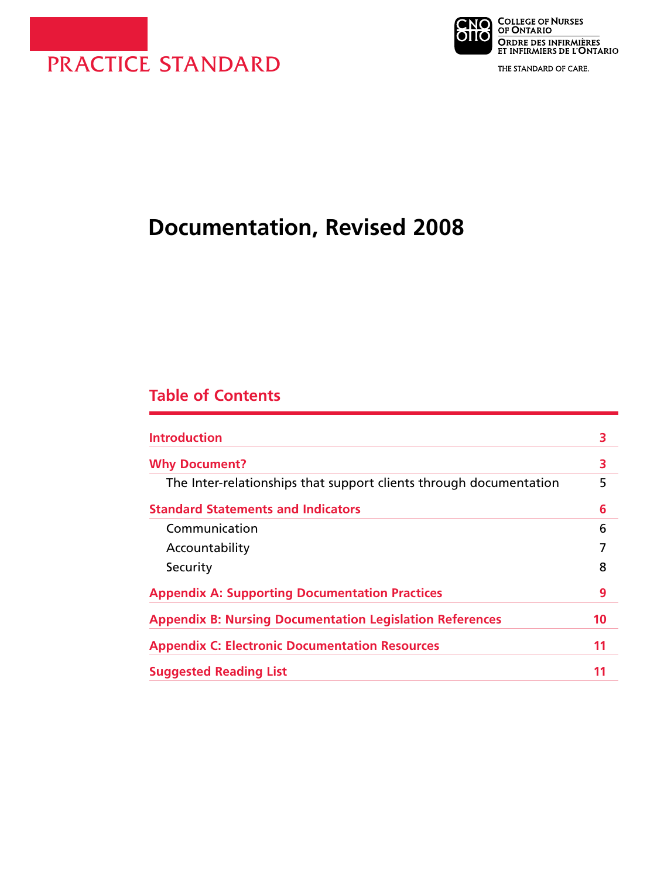PRACTICE STANDARD

College of Nurses of Ontario
Ordre des infirmières et infirmiers de l'Ontario

THE STANDARD OF CARE.

# Documentation, Revised 2008

## Table of Contents

| | |
|---|---|
| **Introduction** | **3** |
| **Why Document?** | **3** |
| The Inter-relationships that support clients through documentation | 5 |
| **Standard Statements and Indicators** | **6** |
| Communication | 6 |
| Accountability | 7 |
| Security | 8 |
| **Appendix A: Supporting Documentation Practices** | **9** |
| **Appendix B: Nursing Documentation Legislation References** | **10** |
| **Appendix C: Electronic Documentation Resources** | **11** |
| **Suggested Reading List** | **11** |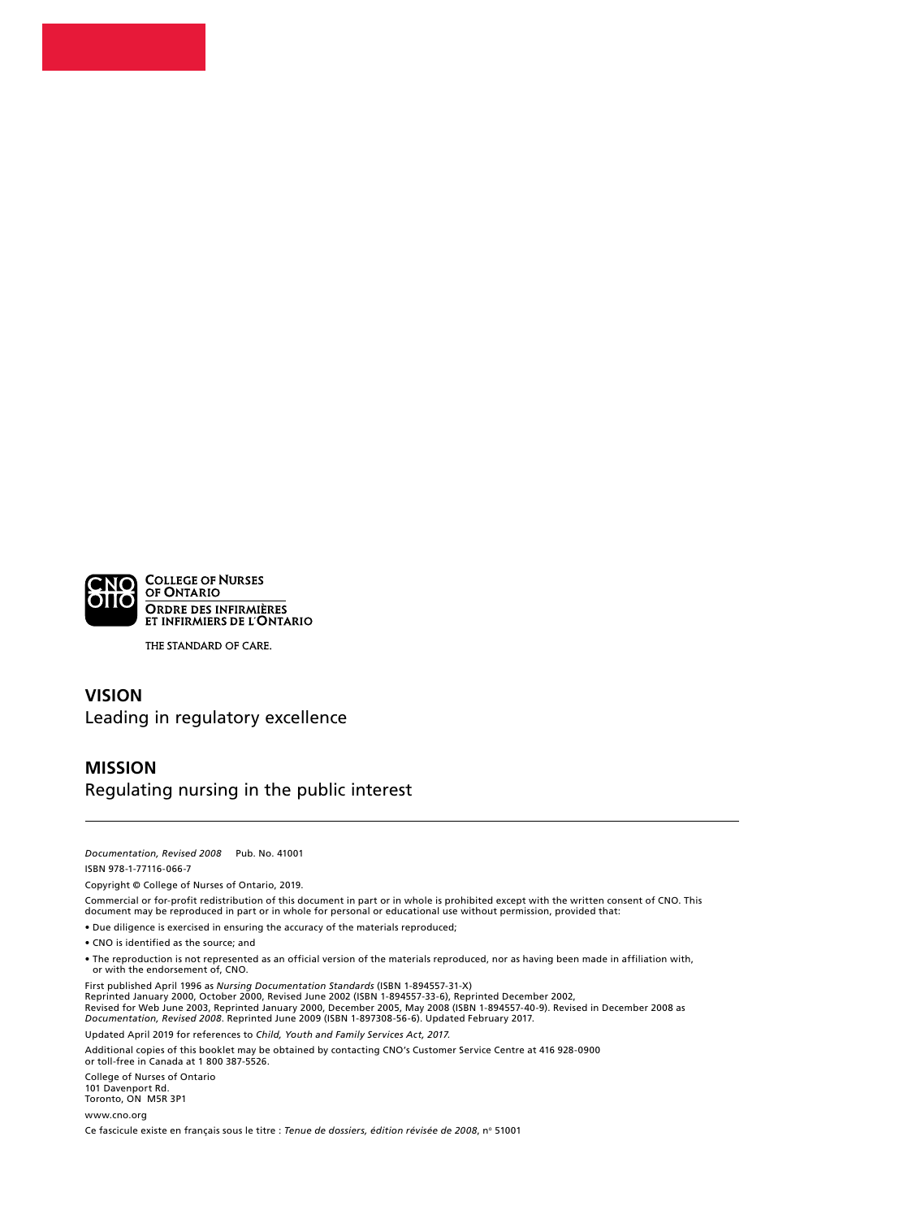COLLEGE OF NURSES OF ONTARIO
ORDRE DES INFIRMIÈRES ET INFIRMIERS DE L'ONTARIO

THE STANDARD OF CARE.

**VISION**
Leading in regulatory excellence

**MISSION**
Regulating nursing in the public interest

---

*Documentation, Revised 2008* Pub. No. 41001

ISBN 978-1-77116-066-7

Copyright © College of Nurses of Ontario, 2019.

Commercial or for-profit redistribution of this document in part or in whole is prohibited except with the written consent of CNO. This document may be reproduced in part or in whole for personal or educational use without permission, provided that:

- Due diligence is exercised in ensuring the accuracy of the materials reproduced;
- CNO is identified as the source; and
- The reproduction is not represented as an official version of the materials reproduced, nor as having been made in affiliation with, or with the endorsement of, CNO.

First published April 1996 as *Nursing Documentation Standards* (ISBN 1-894557-31-X)
Reprinted January 2000, October 2000, Revised June 2002 (ISBN 1-894557-33-6), Reprinted December 2002,
Revised for Web June 2003, Reprinted January 2000, December 2005, May 2008 (ISBN 1-894557-40-9). Revised in December 2008 as *Documentation, Revised 2008*. Reprinted June 2009 (ISBN 1-897308-56-6). Updated February 2017.

Updated April 2019 for references to *Child, Youth and Family Services Act, 2017.*

Additional copies of this booklet may be obtained by contacting CNO's Customer Service Centre at 416 928-0900 or toll-free in Canada at 1 800 387-5526.

College of Nurses of Ontario
101 Davenport Rd.
Toronto, ON M5R 3P1

www.cno.org

Ce fascicule existe en français sous le titre : *Tenue de dossiers, édition révisée de 2008*, n° 51001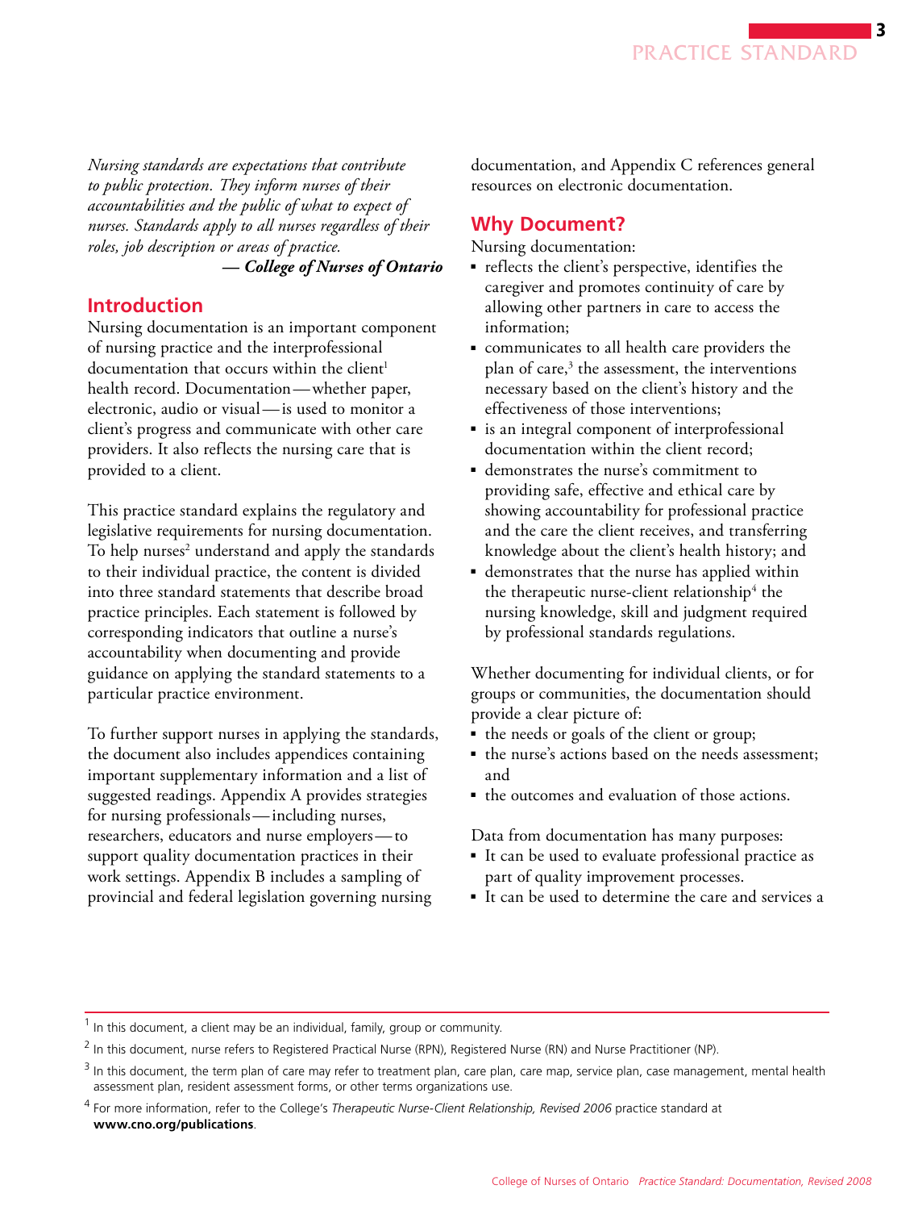*Nursing standards are expectations that contribute to public protection. They inform nurses of their accountabilities and the public of what to expect of nurses. Standards apply to all nurses regardless of their roles, job description or areas of practice.*

***— College of Nurses of Ontario***

## Introduction

Nursing documentation is an important component of nursing practice and the interprofessional documentation that occurs within the client[1] health record. Documentation — whether paper, electronic, audio or visual — is used to monitor a client's progress and communicate with other care providers. It also reflects the nursing care that is provided to a client.

This practice standard explains the regulatory and legislative requirements for nursing documentation. To help nurses[2] understand and apply the standards to their individual practice, the content is divided into three standard statements that describe broad practice principles. Each statement is followed by corresponding indicators that outline a nurse's accountability when documenting and provide guidance on applying the standard statements to a particular practice environment.

To further support nurses in applying the standards, the document also includes appendices containing important supplementary information and a list of suggested readings. Appendix A provides strategies for nursing professionals — including nurses, researchers, educators and nurse employers — to support quality documentation practices in their work settings. Appendix B includes a sampling of provincial and federal legislation governing nursing documentation, and Appendix C references general resources on electronic documentation.

## Why Document?

Nursing documentation:

- reflects the client's perspective, identifies the caregiver and promotes continuity of care by allowing other partners in care to access the information;
- communicates to all health care providers the plan of care,[3] the assessment, the interventions necessary based on the client's history and the effectiveness of those interventions;
- is an integral component of interprofessional documentation within the client record;
- demonstrates the nurse's commitment to providing safe, effective and ethical care by showing accountability for professional practice and the care the client receives, and transferring knowledge about the client's health history; and
- demonstrates that the nurse has applied within the therapeutic nurse-client relationship[4] the nursing knowledge, skill and judgment required by professional standards regulations.

Whether documenting for individual clients, or for groups or communities, the documentation should provide a clear picture of:

- the needs or goals of the client or group;
- the nurse's actions based on the needs assessment; and
- the outcomes and evaluation of those actions.

Data from documentation has many purposes:

- It can be used to evaluate professional practice as part of quality improvement processes.
- It can be used to determine the care and services a

---

[1] In this document, a client may be an individual, family, group or community.

[2] In this document, nurse refers to Registered Practical Nurse (RPN), Registered Nurse (RN) and Nurse Practitioner (NP).

[3] In this document, the term plan of care may refer to treatment plan, care plan, care map, service plan, case management, mental health assessment plan, resident assessment forms, or other terms organizations use.

[4] For more information, refer to the College's *Therapeutic Nurse-Client Relationship, Revised 2006* practice standard at **www.cno.org/publications**.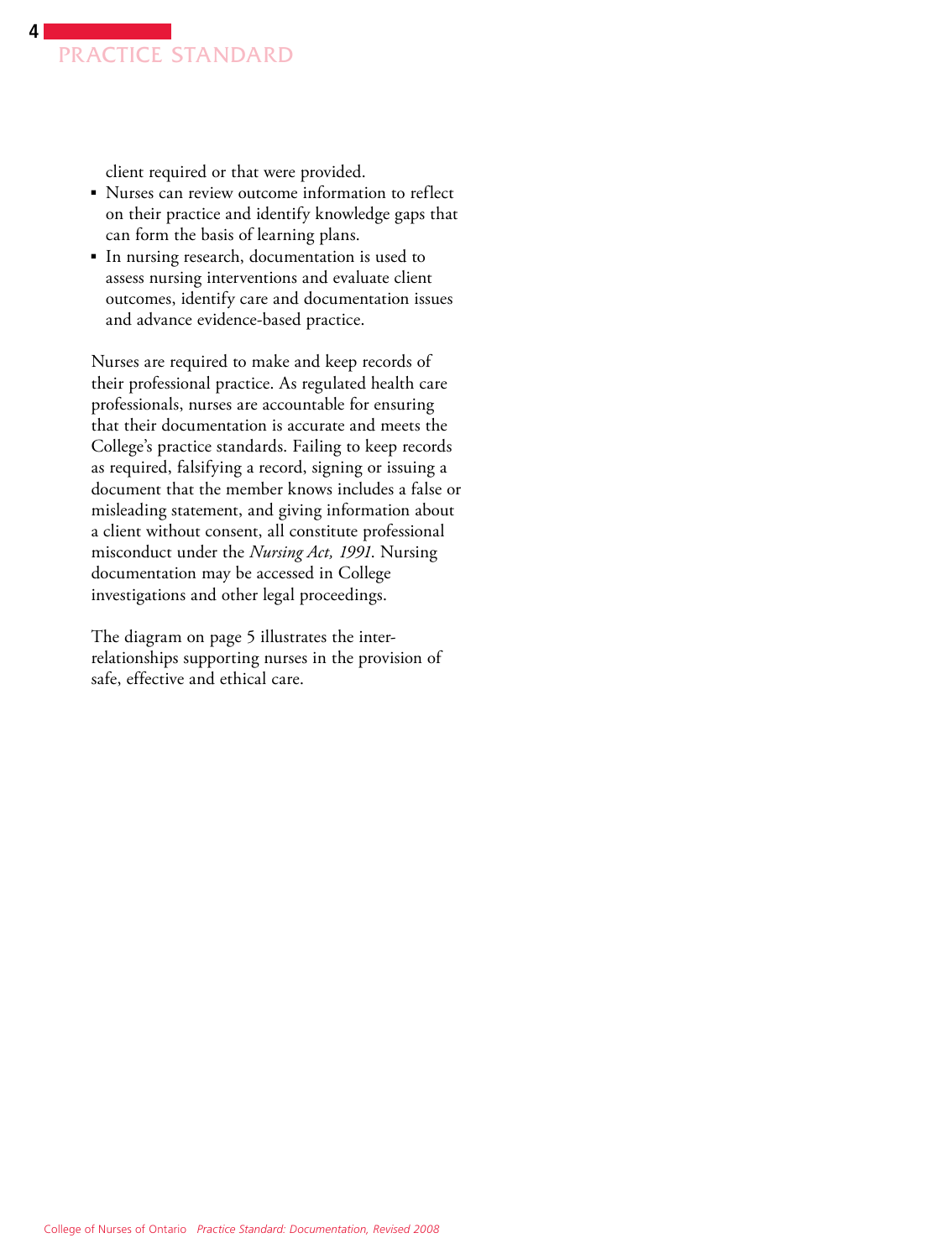client required or that were provided.

- Nurses can review outcome information to reflect on their practice and identify knowledge gaps that can form the basis of learning plans.
- In nursing research, documentation is used to assess nursing interventions and evaluate client outcomes, identify care and documentation issues and advance evidence-based practice.

Nurses are required to make and keep records of their professional practice. As regulated health care professionals, nurses are accountable for ensuring that their documentation is accurate and meets the College's practice standards. Failing to keep records as required, falsifying a record, signing or issuing a document that the member knows includes a false or misleading statement, and giving information about a client without consent, all constitute professional misconduct under the *Nursing Act, 1991*. Nursing documentation may be accessed in College investigations and other legal proceedings.

The diagram on page 5 illustrates the inter-relationships supporting nurses in the provision of safe, effective and ethical care.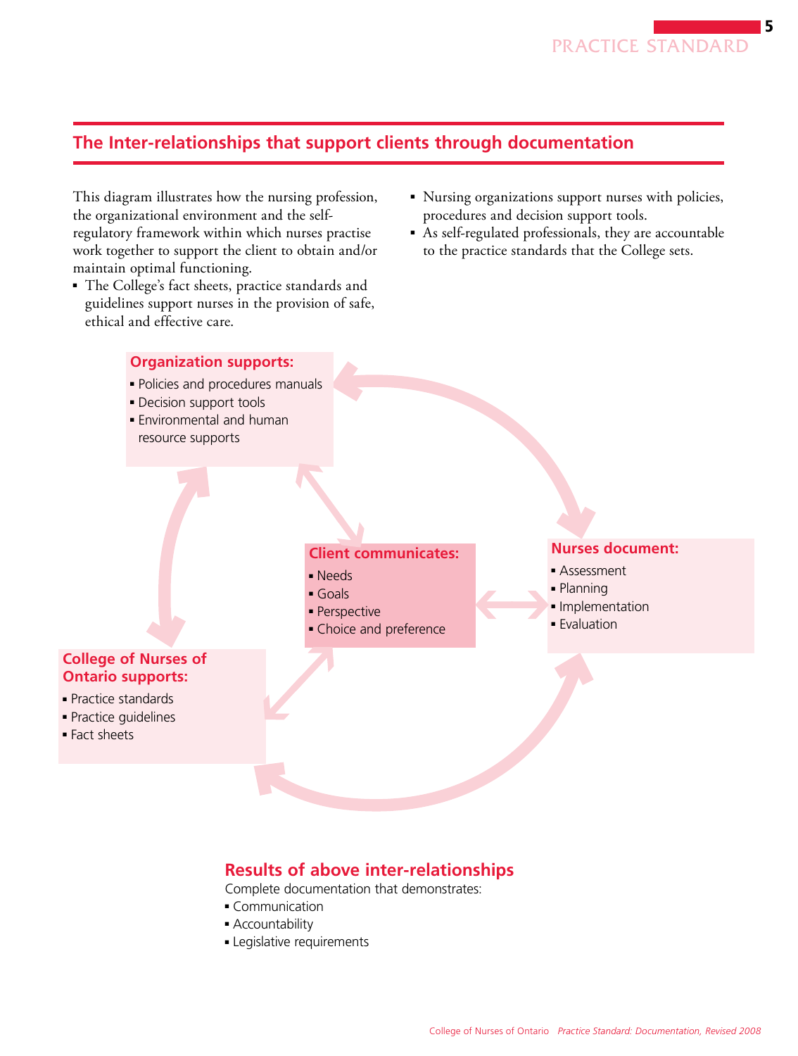## The Inter-relationships that support clients through documentation

This diagram illustrates how the nursing profession, the organizational environment and the self-regulatory framework within which nurses practise work together to support the client to obtain and/or maintain optimal functioning.

- The College's fact sheets, practice standards and guidelines support nurses in the provision of safe, ethical and effective care.
- Nursing organizations support nurses with policies, procedures and decision support tools.
- As self-regulated professionals, they are accountable to the practice standards that the College sets.

**Organization supports:**

- Policies and procedures manuals
- Decision support tools
- Environmental and human resource supports

**Client communicates:**

- Needs
- Goals
- Perspective
- Choice and preference

**Nurses document:**

- Assessment
- Planning
- Implementation
- Evaluation

**College of Nurses of Ontario supports:**

- Practice standards
- Practice guidelines
- Fact sheets

### Results of above inter-relationships

Complete documentation that demonstrates:

- Communication
- Accountability
- Legislative requirements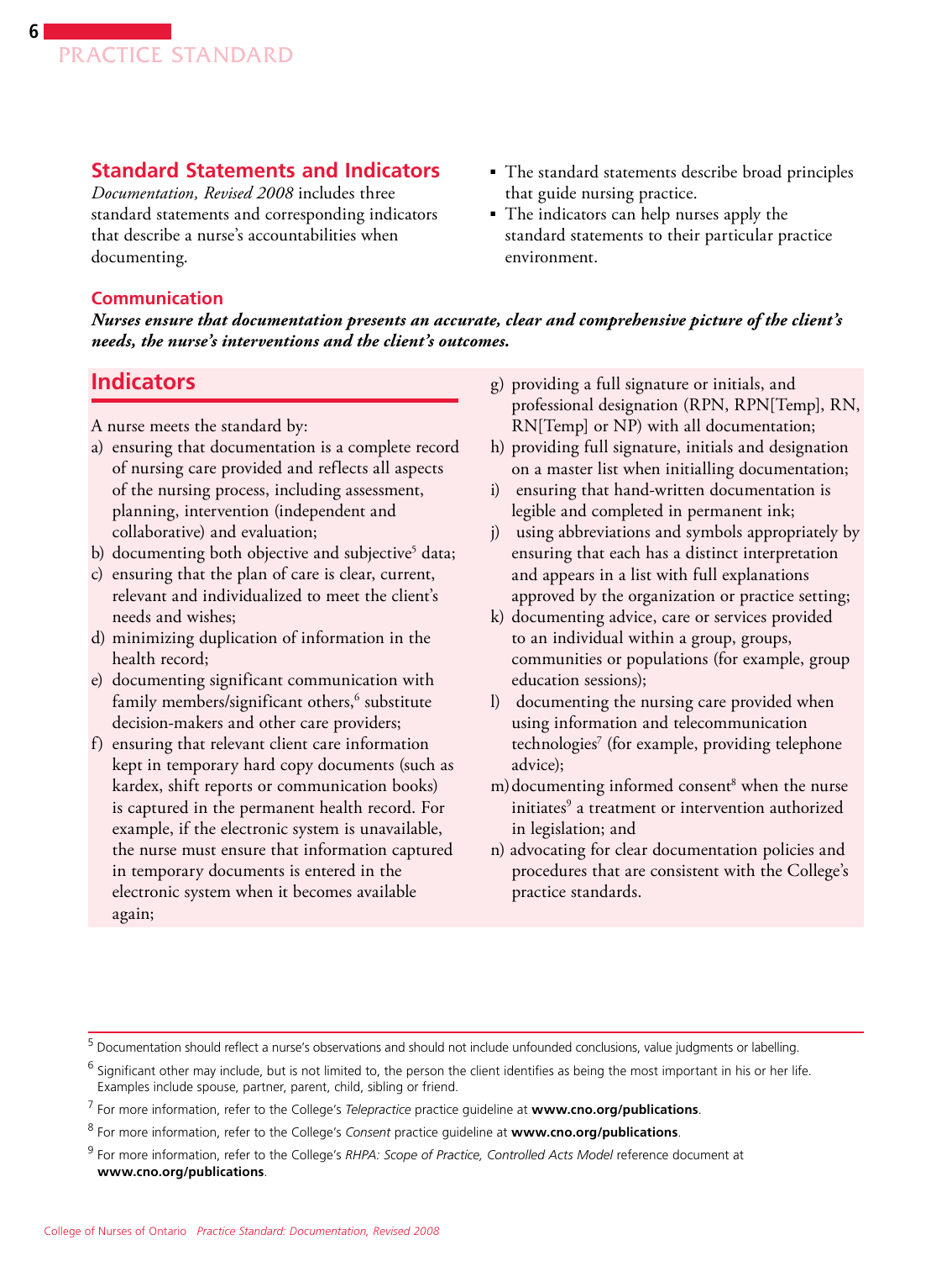## Standard Statements and Indicators

*Documentation, Revised 2008* includes three standard statements and corresponding indicators that describe a nurse's accountabilities when documenting.

- The standard statements describe broad principles that guide nursing practice.
- The indicators can help nurses apply the standard statements to their particular practice environment.

### Communication

***Nurses ensure that documentation presents an accurate, clear and comprehensive picture of the client's needs, the nurse's interventions and the client's outcomes.***

## Indicators

A nurse meets the standard by:

a) ensuring that documentation is a complete record of nursing care provided and reflects all aspects of the nursing process, including assessment, planning, intervention (independent and collaborative) and evaluation;

b) documenting both objective and subjective[5] data;

c) ensuring that the plan of care is clear, current, relevant and individualized to meet the client's needs and wishes;

d) minimizing duplication of information in the health record;

e) documenting significant communication with family members/significant others,[6] substitute decision-makers and other care providers;

f) ensuring that relevant client care information kept in temporary hard copy documents (such as kardex, shift reports or communication books) is captured in the permanent health record. For example, if the electronic system is unavailable, the nurse must ensure that information captured in temporary documents is entered in the electronic system when it becomes available again;

g) providing a full signature or initials, and professional designation (RPN, RPN[Temp], RN, RN[Temp] or NP) with all documentation;

h) providing full signature, initials and designation on a master list when initialling documentation;

i) ensuring that hand-written documentation is legible and completed in permanent ink;

j) using abbreviations and symbols appropriately by ensuring that each has a distinct interpretation and appears in a list with full explanations approved by the organization or practice setting;

k) documenting advice, care or services provided to an individual within a group, groups, communities or populations (for example, group education sessions);

l) documenting the nursing care provided when using information and telecommunication technologies[7] (for example, providing telephone advice);

m) documenting informed consent[8] when the nurse initiates[9] a treatment or intervention authorized in legislation; and

n) advocating for clear documentation policies and procedures that are consistent with the College's practice standards.

---

[5] Documentation should reflect a nurse's observations and should not include unfounded conclusions, value judgments or labelling.

[6] Significant other may include, but is not limited to, the person the client identifies as being the most important in his or her life. Examples include spouse, partner, parent, child, sibling or friend.

[7] For more information, refer to the College's *Telepractice* practice guideline at **www.cno.org/publications**.

[8] For more information, refer to the College's *Consent* practice guideline at **www.cno.org/publications**.

[9] For more information, refer to the College's *RHPA: Scope of Practice, Controlled Acts Model* reference document at **www.cno.org/publications**.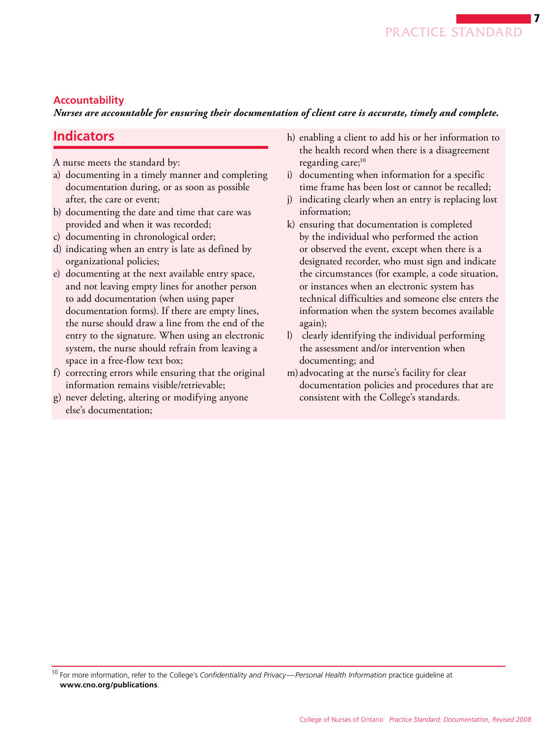### Accountability

***Nurses are accountable for ensuring their documentation of client care is accurate, timely and complete.***

## Indicators

A nurse meets the standard by:

a) documenting in a timely manner and completing documentation during, or as soon as possible after, the care or event;

b) documenting the date and time that care was provided and when it was recorded;

c) documenting in chronological order;

d) indicating when an entry is late as defined by organizational policies;

e) documenting at the next available entry space, and not leaving empty lines for another person to add documentation (when using paper documentation forms). If there are empty lines, the nurse should draw a line from the end of the entry to the signature. When using an electronic system, the nurse should refrain from leaving a space in a free-flow text box;

f) correcting errors while ensuring that the original information remains visible/retrievable;

g) never deleting, altering or modifying anyone else's documentation;

h) enabling a client to add his or her information to the health record when there is a disagreement regarding care;[10]

i) documenting when information for a specific time frame has been lost or cannot be recalled;

j) indicating clearly when an entry is replacing lost information;

k) ensuring that documentation is completed by the individual who performed the action or observed the event, except when there is a designated recorder, who must sign and indicate the circumstances (for example, a code situation, or instances when an electronic system has technical difficulties and someone else enters the information when the system becomes available again);

l) clearly identifying the individual performing the assessment and/or intervention when documenting; and

m) advocating at the nurse's facility for clear documentation policies and procedures that are consistent with the College's standards.

---

[10] For more information, refer to the College's *Confidentiality and Privacy—Personal Health Information* practice guideline at **www.cno.org/publications**.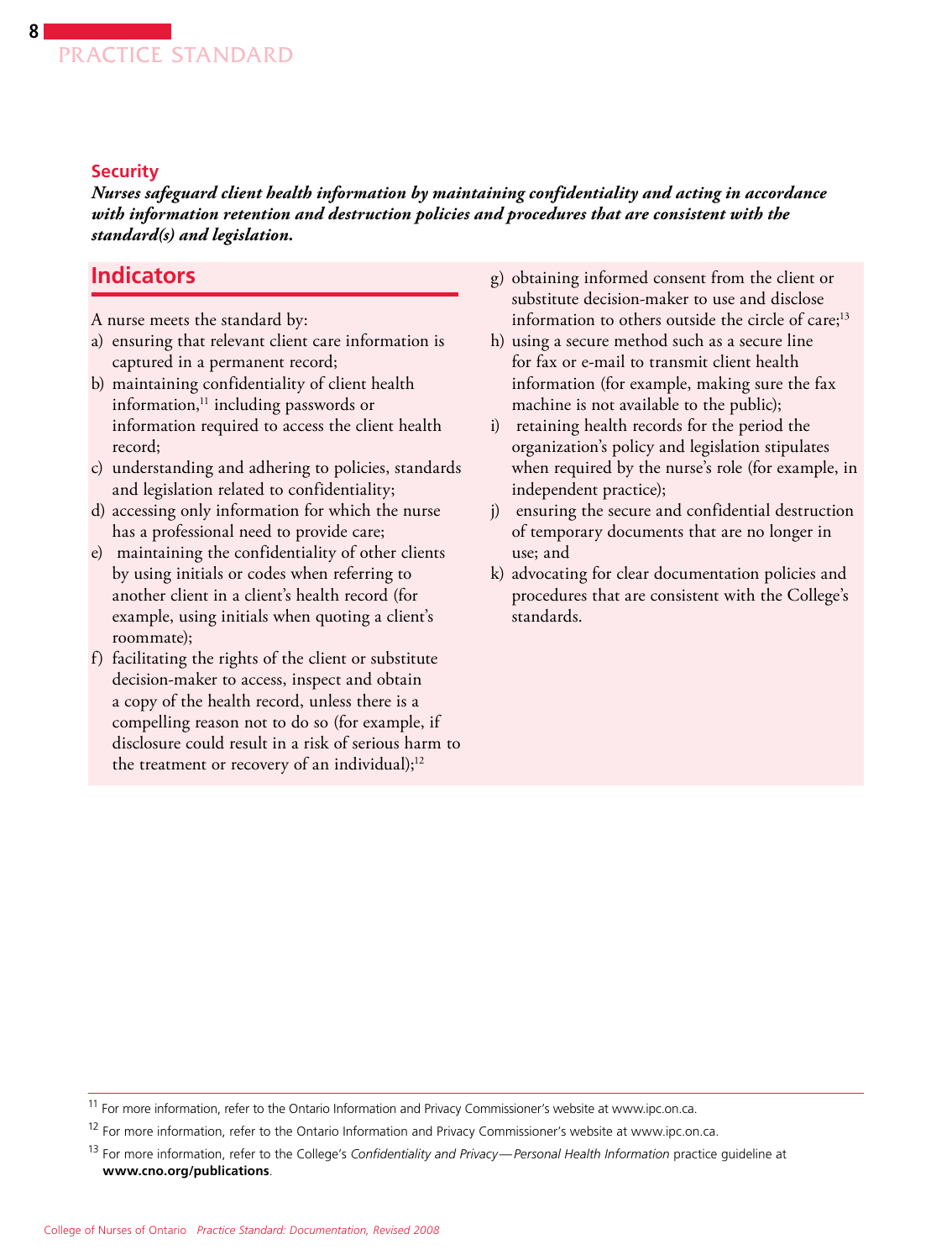### Security

***Nurses safeguard client health information by maintaining confidentiality and acting in accordance with information retention and destruction policies and procedures that are consistent with the standard(s) and legislation.***

## Indicators

A nurse meets the standard by:

a) ensuring that relevant client care information is captured in a permanent record;
b) maintaining confidentiality of client health information,[11] including passwords or information required to access the client health record;
c) understanding and adhering to policies, standards and legislation related to confidentiality;
d) accessing only information for which the nurse has a professional need to provide care;
e) maintaining the confidentiality of other clients by using initials or codes when referring to another client in a client's health record (for example, using initials when quoting a client's roommate);
f) facilitating the rights of the client or substitute decision-maker to access, inspect and obtain a copy of the health record, unless there is a compelling reason not to do so (for example, if disclosure could result in a risk of serious harm to the treatment or recovery of an individual);[12]
g) obtaining informed consent from the client or substitute decision-maker to use and disclose information to others outside the circle of care;[13]
h) using a secure method such as a secure line for fax or e-mail to transmit client health information (for example, making sure the fax machine is not available to the public);
i) retaining health records for the period the organization's policy and legislation stipulates when required by the nurse's role (for example, in independent practice);
j) ensuring the secure and confidential destruction of temporary documents that are no longer in use; and
k) advocating for clear documentation policies and procedures that are consistent with the College's standards.

---

[11] For more information, refer to the Ontario Information and Privacy Commissioner's website at www.ipc.on.ca.

[12] For more information, refer to the Ontario Information and Privacy Commissioner's website at www.ipc.on.ca.

[13] For more information, refer to the College's *Confidentiality and Privacy—Personal Health Information* practice guideline at **www.cno.org/publications**.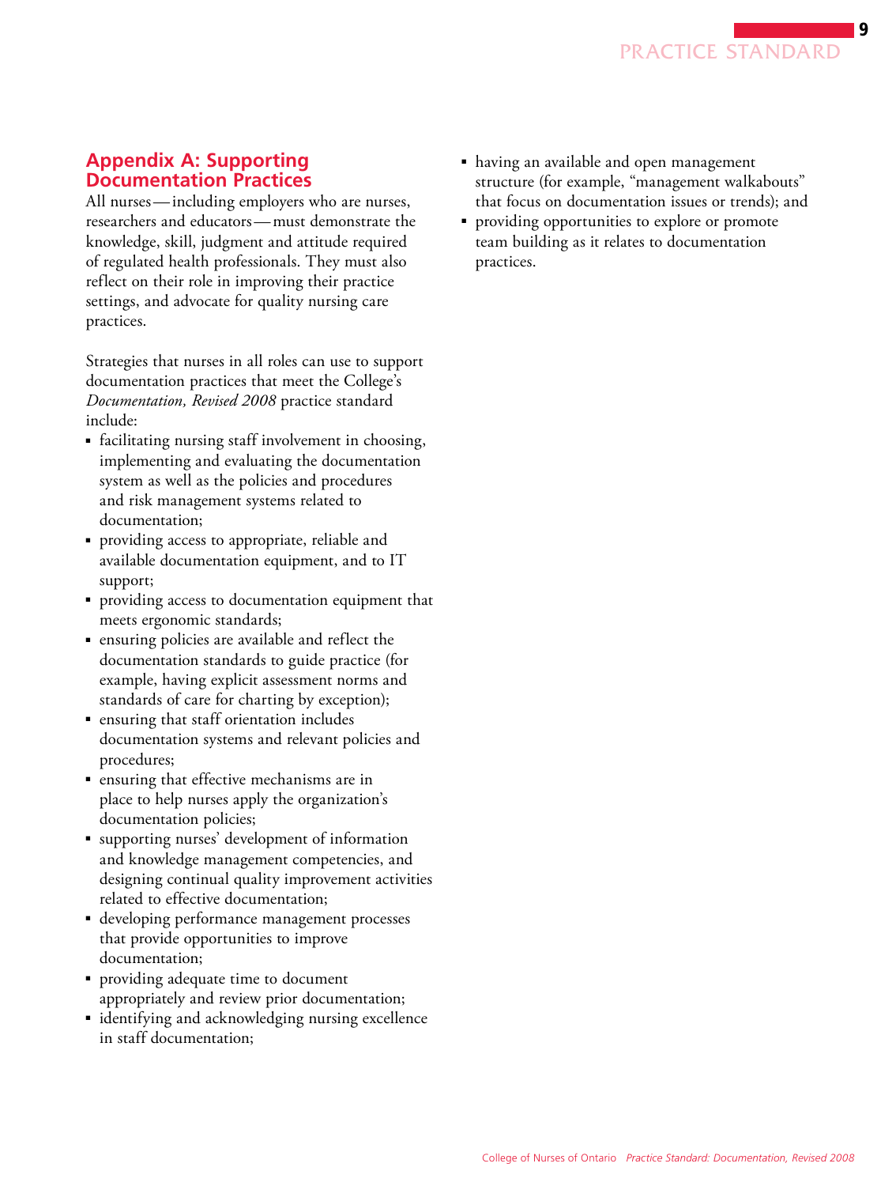## Appendix A: Supporting Documentation Practices

All nurses — including employers who are nurses, researchers and educators — must demonstrate the knowledge, skill, judgment and attitude required of regulated health professionals. They must also reflect on their role in improving their practice settings, and advocate for quality nursing care practices.

Strategies that nurses in all roles can use to support documentation practices that meet the College's *Documentation, Revised 2008* practice standard include:

- facilitating nursing staff involvement in choosing, implementing and evaluating the documentation system as well as the policies and procedures and risk management systems related to documentation;
- providing access to appropriate, reliable and available documentation equipment, and to IT support;
- providing access to documentation equipment that meets ergonomic standards;
- ensuring policies are available and reflect the documentation standards to guide practice (for example, having explicit assessment norms and standards of care for charting by exception);
- ensuring that staff orientation includes documentation systems and relevant policies and procedures;
- ensuring that effective mechanisms are in place to help nurses apply the organization's documentation policies;
- supporting nurses' development of information and knowledge management competencies, and designing continual quality improvement activities related to effective documentation;
- developing performance management processes that provide opportunities to improve documentation;
- providing adequate time to document appropriately and review prior documentation;
- identifying and acknowledging nursing excellence in staff documentation;
- having an available and open management structure (for example, "management walkabouts" that focus on documentation issues or trends); and
- providing opportunities to explore or promote team building as it relates to documentation practices.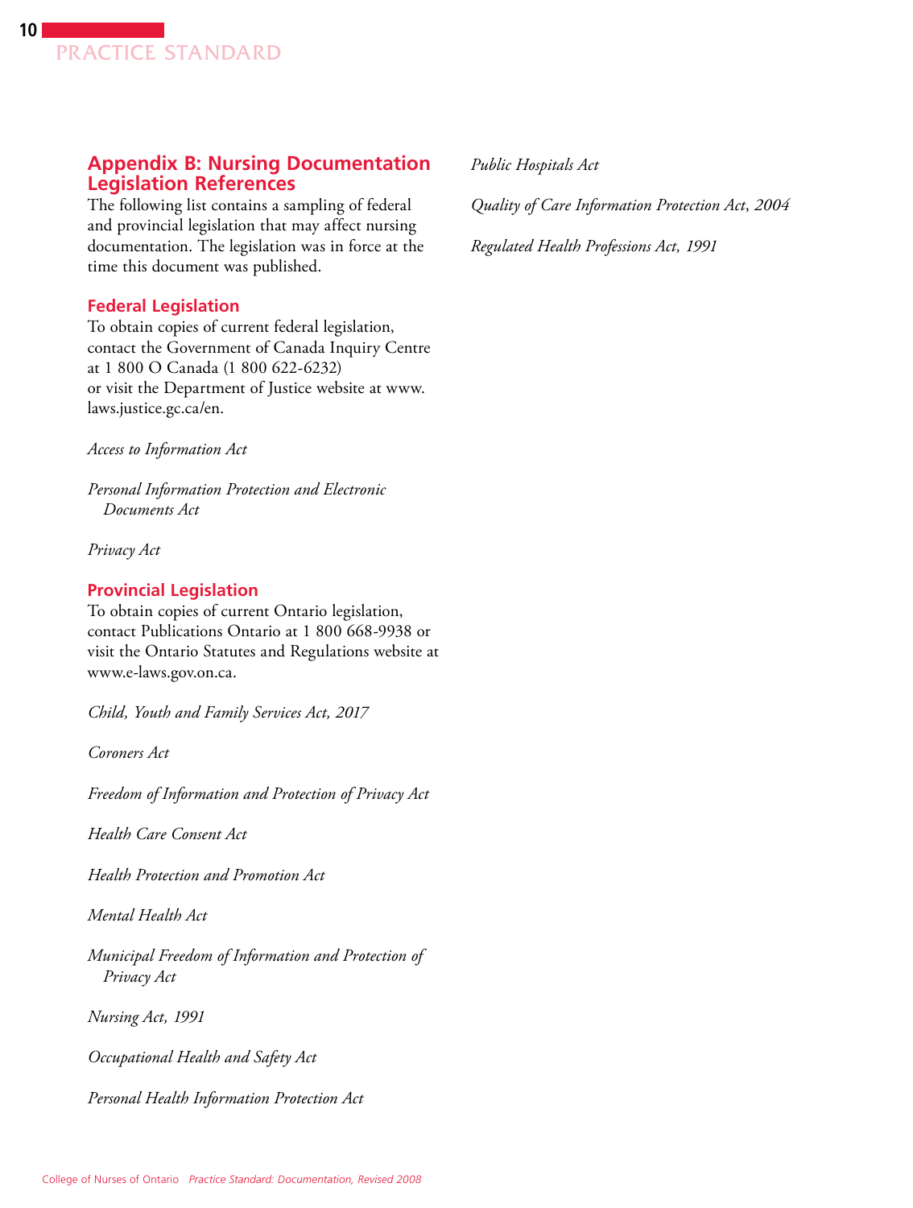## Appendix B: Nursing Documentation Legislation References

The following list contains a sampling of federal and provincial legislation that may affect nursing documentation. The legislation was in force at the time this document was published.

### Federal Legislation

To obtain copies of current federal legislation, contact the Government of Canada Inquiry Centre at 1 800 O Canada (1 800 622-6232) or visit the Department of Justice website at www.laws.justice.gc.ca/en.

*Access to Information Act*

*Personal Information Protection and Electronic Documents Act*

*Privacy Act*

### Provincial Legislation

To obtain copies of current Ontario legislation, contact Publications Ontario at 1 800 668-9938 or visit the Ontario Statutes and Regulations website at www.e-laws.gov.on.ca.

*Child, Youth and Family Services Act, 2017*

*Coroners Act*

*Freedom of Information and Protection of Privacy Act*

*Health Care Consent Act*

*Health Protection and Promotion Act*

*Mental Health Act*

*Municipal Freedom of Information and Protection of Privacy Act*

*Nursing Act, 1991*

*Occupational Health and Safety Act*

*Personal Health Information Protection Act*

*Public Hospitals Act*

*Quality of Care Information Protection Act*, *2004*

*Regulated Health Professions Act, 1991*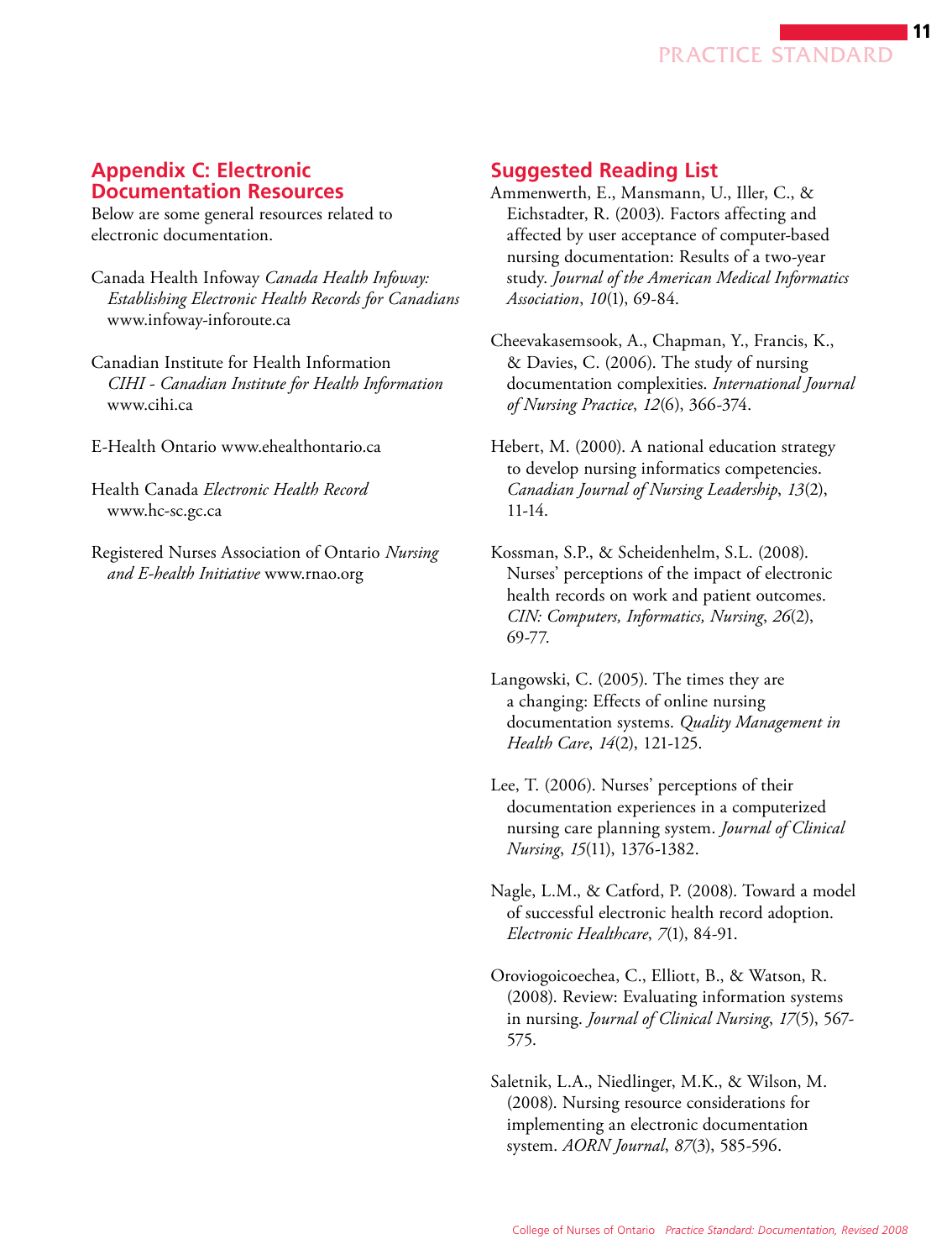## Appendix C: Electronic Documentation Resources

Below are some general resources related to electronic documentation.

Canada Health Infoway *Canada Health Infoway: Establishing Electronic Health Records for Canadians* www.infoway-inforoute.ca

Canadian Institute for Health Information *CIHI - Canadian Institute for Health Information* www.cihi.ca

E-Health Ontario www.ehealthontario.ca

Health Canada *Electronic Health Record* www.hc-sc.gc.ca

Registered Nurses Association of Ontario *Nursing and E-health Initiative* www.rnao.org

## Suggested Reading List

Ammenwerth, E., Mansmann, U., Iller, C., & Eichstadter, R. (2003). Factors affecting and affected by user acceptance of computer-based nursing documentation: Results of a two-year study. *Journal of the American Medical Informatics Association*, *10*(1), 69-84.

Cheevakasemsook, A., Chapman, Y., Francis, K., & Davies, C. (2006). The study of nursing documentation complexities. *International Journal of Nursing Practice*, *12*(6), 366-374.

Hebert, M. (2000). A national education strategy to develop nursing informatics competencies. *Canadian Journal of Nursing Leadership*, *13*(2), 11-14.

Kossman, S.P., & Scheidenhelm, S.L. (2008). Nurses' perceptions of the impact of electronic health records on work and patient outcomes. *CIN: Computers, Informatics, Nursing*, *26*(2), 69-77.

Langowski, C. (2005). The times they are a changing: Effects of online nursing documentation systems. *Quality Management in Health Care*, *14*(2), 121-125.

Lee, T. (2006). Nurses' perceptions of their documentation experiences in a computerized nursing care planning system. *Journal of Clinical Nursing*, *15*(11), 1376-1382.

Nagle, L.M., & Catford, P. (2008). Toward a model of successful electronic health record adoption. *Electronic Healthcare*, *7*(1), 84-91.

Oroviogoicoechea, C., Elliott, B., & Watson, R. (2008). Review: Evaluating information systems in nursing. *Journal of Clinical Nursing*, *17*(5), 567-575.

Saletnik, L.A., Niedlinger, M.K., & Wilson, M. (2008). Nursing resource considerations for implementing an electronic documentation system. *AORN Journal*, *87*(3), 585-596.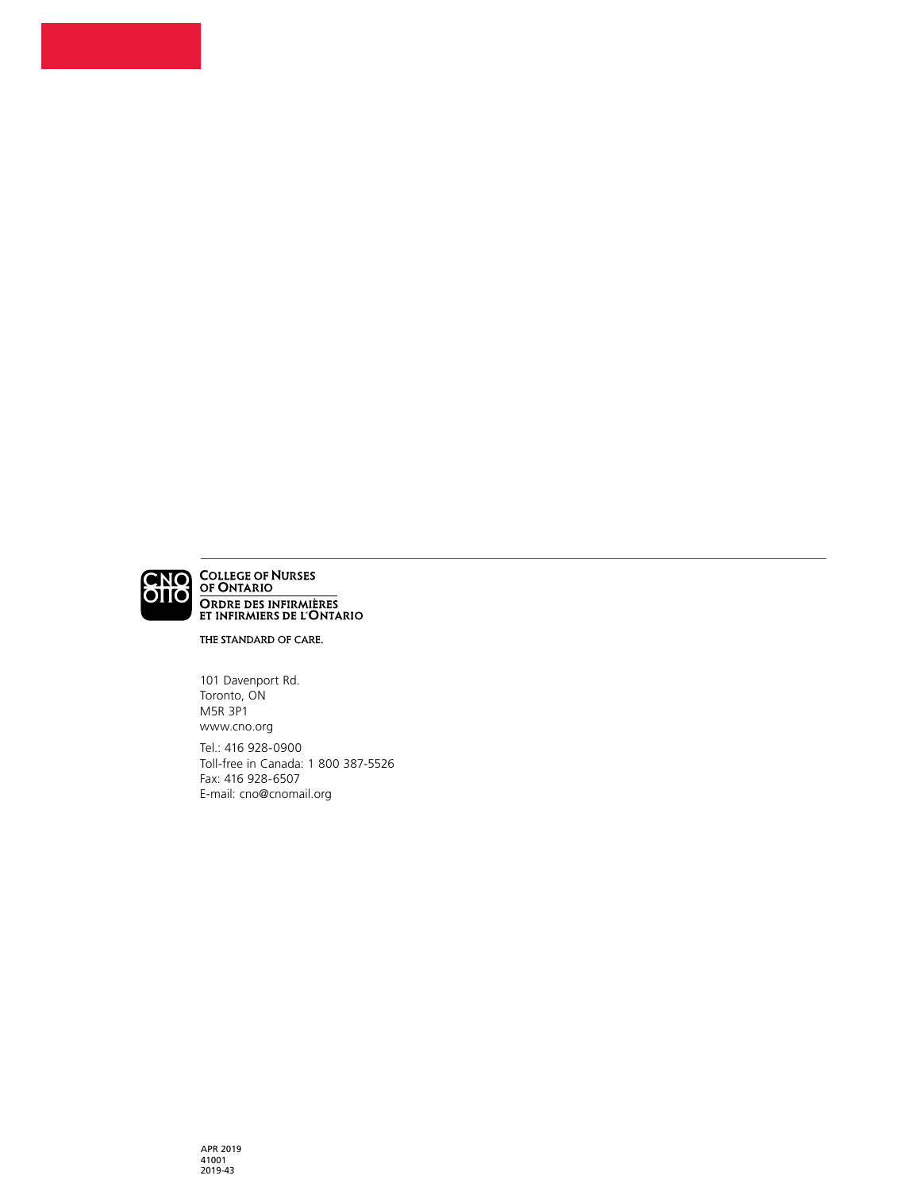**COLLEGE OF NURSES OF ONTARIO**

**ORDRE DES INFIRMIÈRES ET INFIRMIERS DE L'ONTARIO**

THE STANDARD OF CARE.

101 Davenport Rd.
Toronto, ON
M5R 3P1
www.cno.org

Tel.: 416 928-0900
Toll-free in Canada: 1 800 387-5526
Fax: 416 928-6507
E-mail: cno@cnomail.org

APR 2019
41001
2019-43